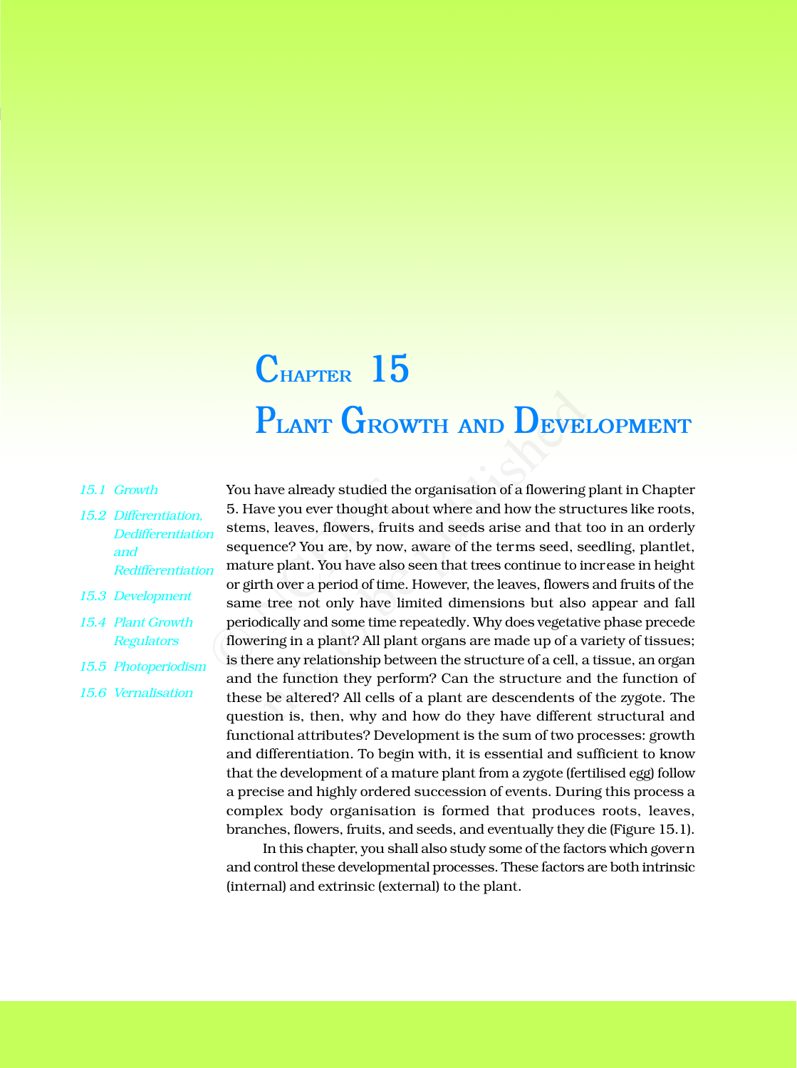# CHAPTER 15

# PLANT GROWTH AND DEVELOPMENT

*15.1 Growth*

*15.2 Differentiation, Dedifferentiation and Redifferentiation*

*15.3 Development*

*15.4 Plant Growth Regulators*

*15.5 Photoperiodism*

*15.6 Vernalisation*

You have already studied the organisation of a flowering plant in Chapter 5. Have you ever thought about where and how the structures like roots, stems, leaves, flowers, fruits and seeds arise and that too in an orderly sequence? You are, by now, aware of the terms seed, seedling, plantlet, mature plant. You have also seen that trees continue to increase in height or girth over a period of time. However, the leaves, flowers and fruits of the same tree not only have limited dimensions but also appear and fall periodically and some time repeatedly. Why does vegetative phase precede flowering in a plant? All plant organs are made up of a variety of tissues; is there any relationship between the structure of a cell, a tissue, an organ and the function they perform? Can the structure and the function of these be altered? All cells of a plant are descendents of the zygote. The question is, then, why and how do they have different structural and functional attributes? Development is the sum of two processes: growth and differentiation. To begin with, it is essential and sufficient to know that the development of a mature plant from a zygote (fertilised egg) follow a precise and highly ordered succession of events. During this process a complex body organisation is formed that produces roots, leaves, branches, flowers, fruits, and seeds, and eventually they die (Figure 15.1).

In this chapter, you shall also study some of the factors which govern and control these developmental processes. These factors are both intrinsic (internal) and extrinsic (external) to the plant.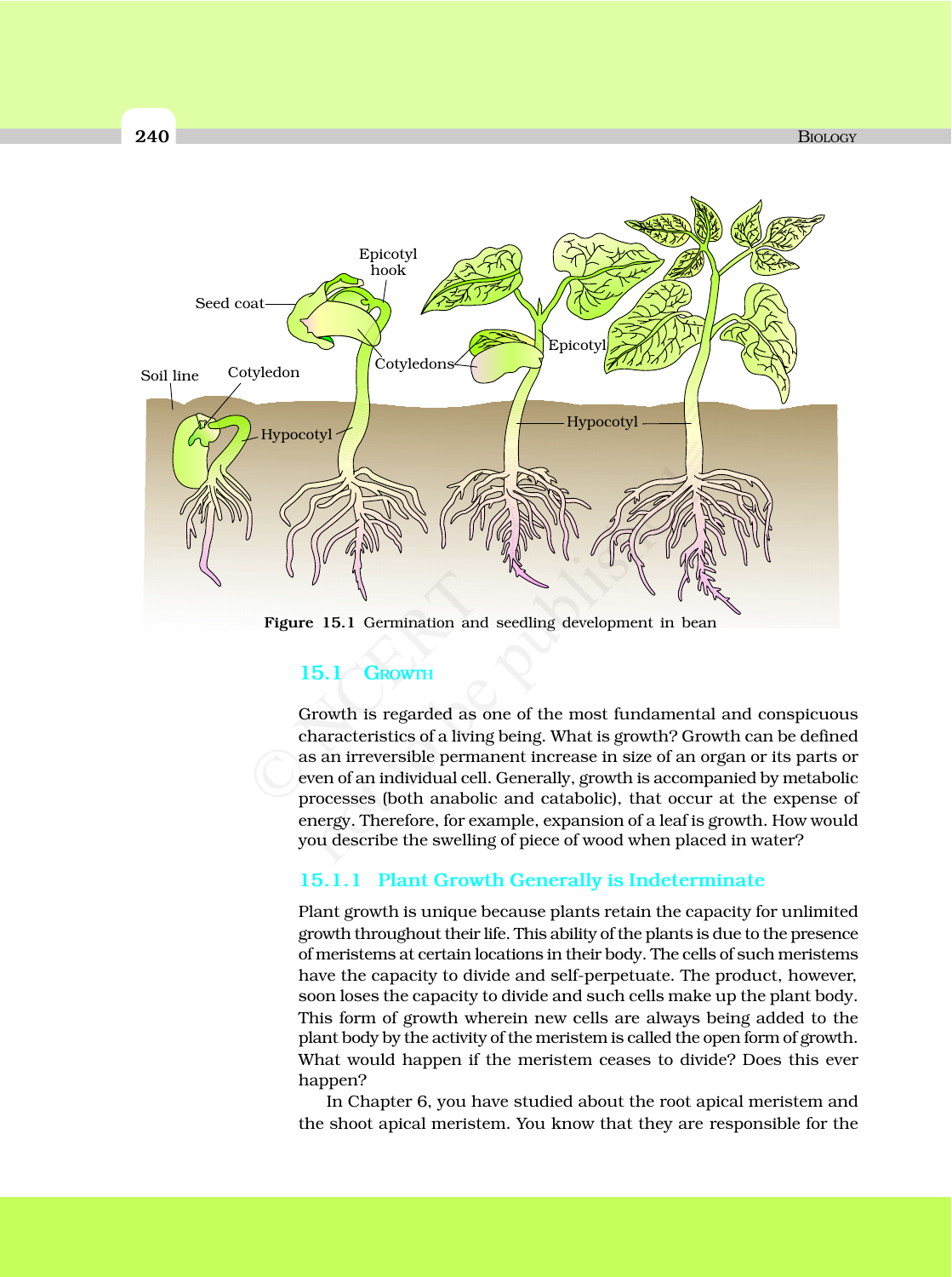Figure 15.1 Germination and seedling development in bean

## 15.1 Growth

Growth is regarded as one of the most fundamental and conspicuous characteristics of a living being. What is growth? Growth can be defined as an irreversible permanent increase in size of an organ or its parts or even of an individual cell. Generally, growth is accompanied by metabolic processes (both anabolic and catabolic), that occur at the expense of energy. Therefore, for example, expansion of a leaf is growth. How would you describe the swelling of piece of wood when placed in water?

### 15.1.1 Plant Growth Generally is Indeterminate

Plant growth is unique because plants retain the capacity for unlimited growth throughout their life. This ability of the plants is due to the presence of meristems at certain locations in their body. The cells of such meristems have the capacity to divide and self-perpetuate. The product, however, soon loses the capacity to divide and such cells make up the plant body. This form of growth wherein new cells are always being added to the plant body by the activity of the meristem is called the open form of growth. What would happen if the meristem ceases to divide? Does this ever happen?

In Chapter 6, you have studied about the root apical meristem and the shoot apical meristem. You know that they are responsible for the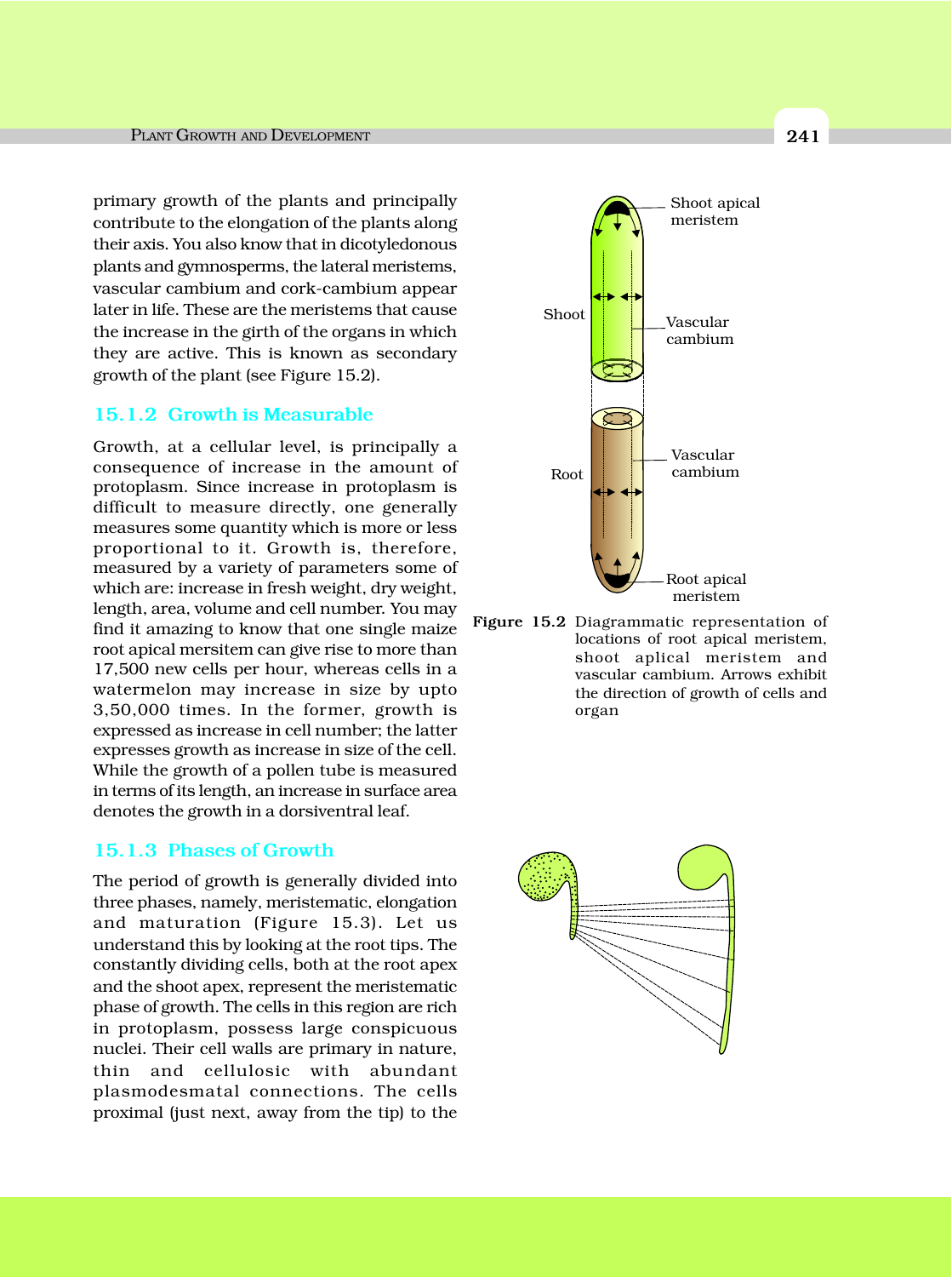primary growth of the plants and principally contribute to the elongation of the plants along their axis. You also know that in dicotyledonous plants and gymnosperms, the lateral meristems, vascular cambium and cork-cambium appear later in life. These are the meristems that cause the increase in the girth of the organs in which they are active. This is known as secondary growth of the plant (see Figure 15.2).

Shoot apical meristem

Shoot

Vascular cambium

Root

Vascular cambium

Root apical meristem

**Figure 15.2** Diagrammatic representation of locations of root apical meristem, shoot aplical meristem and vascular cambium. Arrows exhibit the direction of growth of cells and organ

### 15.1.2 Growth is Measurable

Growth, at a cellular level, is principally a consequence of increase in the amount of protoplasm. Since increase in protoplasm is difficult to measure directly, one generally measures some quantity which is more or less proportional to it. Growth is, therefore, measured by a variety of parameters some of which are: increase in fresh weight, dry weight, length, area, volume and cell number. You may find it amazing to know that one single maize root apical mersitem can give rise to more than 17,500 new cells per hour, whereas cells in a watermelon may increase in size by upto 3,50,000 times. In the former, growth is expressed as increase in cell number; the latter expresses growth as increase in size of the cell. While the growth of a pollen tube is measured in terms of its length, an increase in surface area denotes the growth in a dorsiventral leaf.

### 15.1.3 Phases of Growth

The period of growth is generally divided into three phases, namely, meristematic, elongation and maturation (Figure 15.3). Let us understand this by looking at the root tips. The constantly dividing cells, both at the root apex and the shoot apex, represent the meristematic phase of growth. The cells in this region are rich in protoplasm, possess large conspicuous nuclei. Their cell walls are primary in nature, thin and cellulosic with abundant plasmodesmatal connections. The cells proximal (just next, away from the tip) to the